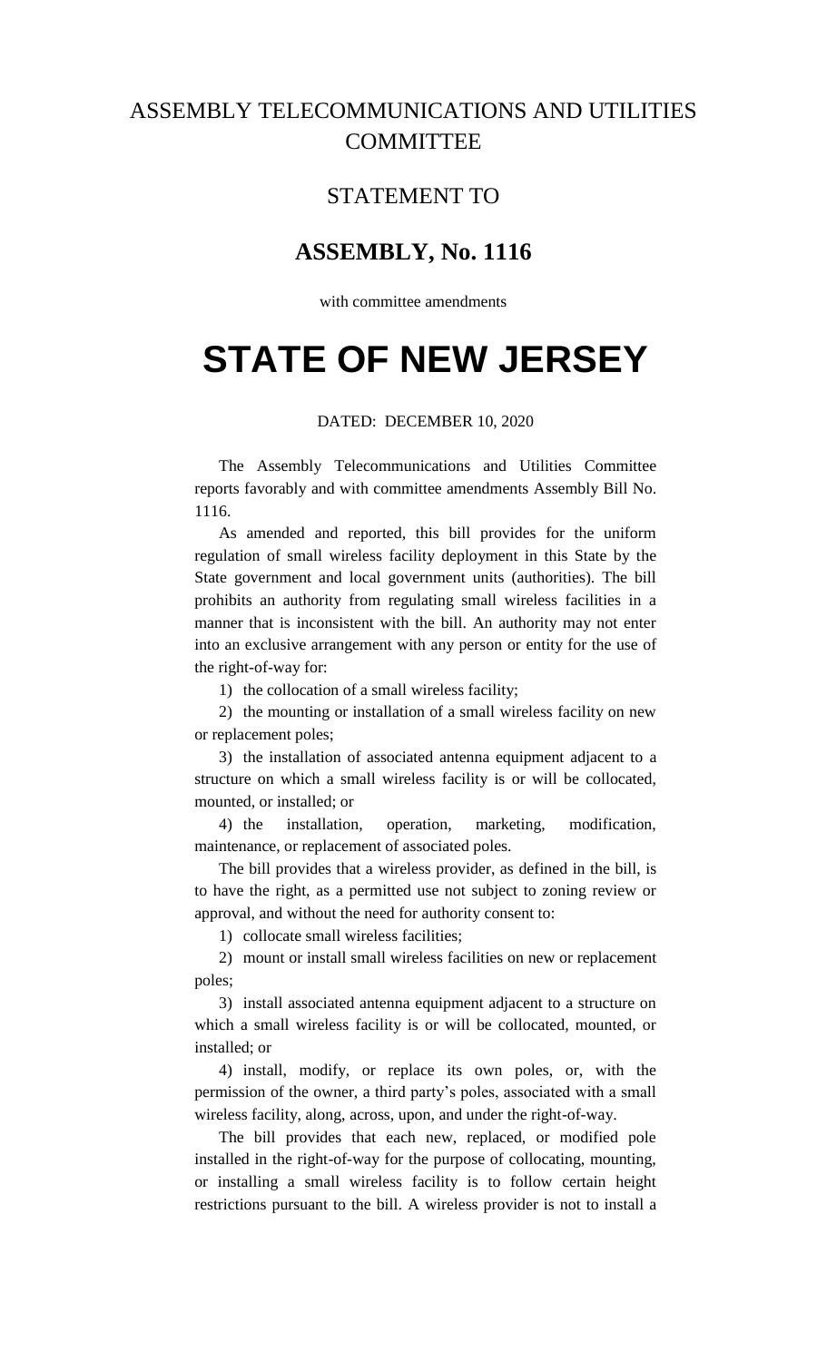# ASSEMBLY TELECOMMUNICATIONS AND UTILITIES COMMITTEE

## STATEMENT TO

## ASSEMBLY, No. 1116

with committee amendments

# STATE OF NEW JERSEY

DATED: DECEMBER 10, 2020

The Assembly Telecommunications and Utilities Committee reports favorably and with committee amendments Assembly Bill No. 1116.

As amended and reported, this bill provides for the uniform regulation of small wireless facility deployment in this State by the State government and local government units (authorities). The bill prohibits an authority from regulating small wireless facilities in a manner that is inconsistent with the bill. An authority may not enter into an exclusive arrangement with any person or entity for the use of the right-of-way for:

1) the collocation of a small wireless facility;

2) the mounting or installation of a small wireless facility on new or replacement poles;

3) the installation of associated antenna equipment adjacent to a structure on which a small wireless facility is or will be collocated, mounted, or installed; or

4) the installation, operation, marketing, modification, maintenance, or replacement of associated poles.

The bill provides that a wireless provider, as defined in the bill, is to have the right, as a permitted use not subject to zoning review or approval, and without the need for authority consent to:

1) collocate small wireless facilities;

2) mount or install small wireless facilities on new or replacement poles;

3) install associated antenna equipment adjacent to a structure on which a small wireless facility is or will be collocated, mounted, or installed; or

4) install, modify, or replace its own poles, or, with the permission of the owner, a third party's poles, associated with a small wireless facility, along, across, upon, and under the right-of-way.

The bill provides that each new, replaced, or modified pole installed in the right-of-way for the purpose of collocating, mounting, or installing a small wireless facility is to follow certain height restrictions pursuant to the bill. A wireless provider is not to install a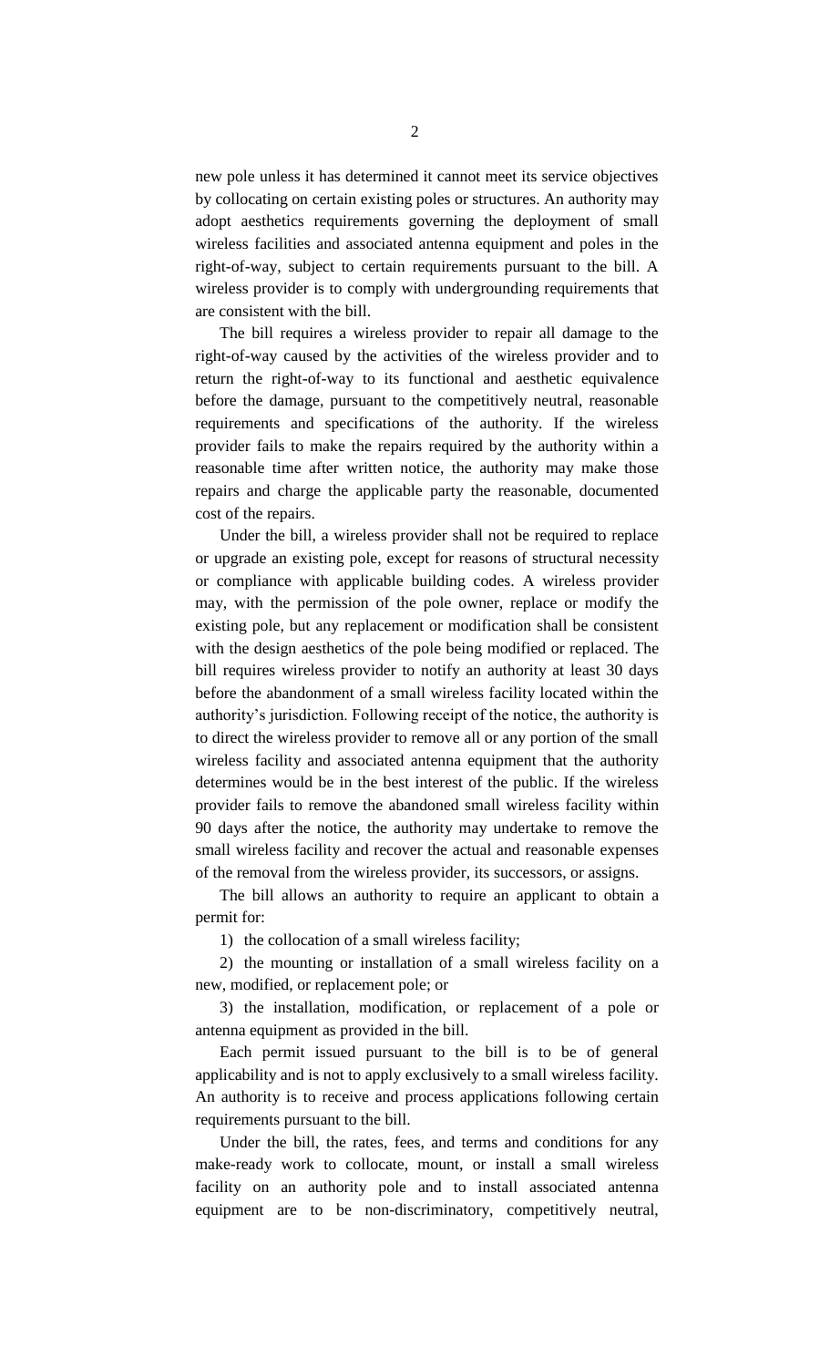new pole unless it has determined it cannot meet its service objectives by collocating on certain existing poles or structures. An authority may adopt aesthetics requirements governing the deployment of small wireless facilities and associated antenna equipment and poles in the right-of-way, subject to certain requirements pursuant to the bill. A wireless provider is to comply with undergrounding requirements that are consistent with the bill.

The bill requires a wireless provider to repair all damage to the right-of-way caused by the activities of the wireless provider and to return the right-of-way to its functional and aesthetic equivalence before the damage, pursuant to the competitively neutral, reasonable requirements and specifications of the authority. If the wireless provider fails to make the repairs required by the authority within a reasonable time after written notice, the authority may make those repairs and charge the applicable party the reasonable, documented cost of the repairs.

Under the bill, a wireless provider shall not be required to replace or upgrade an existing pole, except for reasons of structural necessity or compliance with applicable building codes. A wireless provider may, with the permission of the pole owner, replace or modify the existing pole, but any replacement or modification shall be consistent with the design aesthetics of the pole being modified or replaced. The bill requires wireless provider to notify an authority at least 30 days before the abandonment of a small wireless facility located within the authority's jurisdiction. Following receipt of the notice, the authority is to direct the wireless provider to remove all or any portion of the small wireless facility and associated antenna equipment that the authority determines would be in the best interest of the public. If the wireless provider fails to remove the abandoned small wireless facility within 90 days after the notice, the authority may undertake to remove the small wireless facility and recover the actual and reasonable expenses of the removal from the wireless provider, its successors, or assigns.

The bill allows an authority to require an applicant to obtain a permit for:

1) the collocation of a small wireless facility;

2) the mounting or installation of a small wireless facility on a new, modified, or replacement pole; or

3) the installation, modification, or replacement of a pole or antenna equipment as provided in the bill.

Each permit issued pursuant to the bill is to be of general applicability and is not to apply exclusively to a small wireless facility. An authority is to receive and process applications following certain requirements pursuant to the bill.

Under the bill, the rates, fees, and terms and conditions for any make-ready work to collocate, mount, or install a small wireless facility on an authority pole and to install associated antenna equipment are to be non-discriminatory, competitively neutral,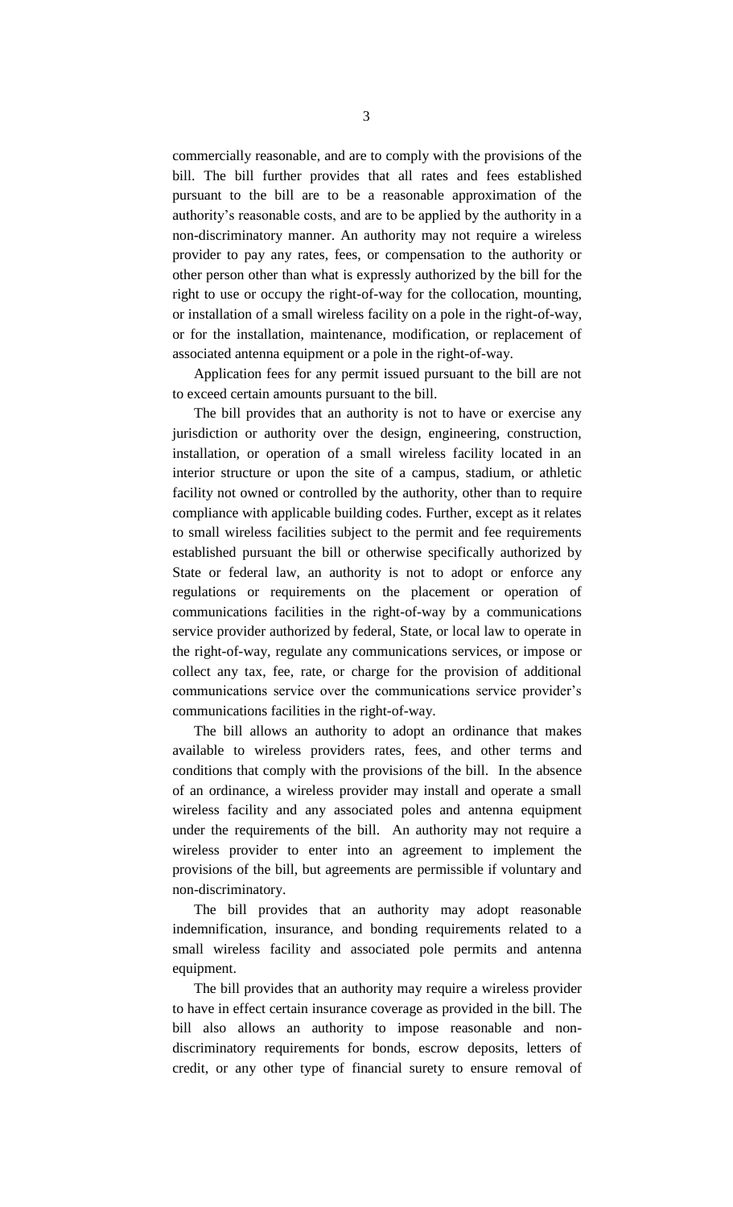commercially reasonable, and are to comply with the provisions of the bill. The bill further provides that all rates and fees established pursuant to the bill are to be a reasonable approximation of the authority's reasonable costs, and are to be applied by the authority in a non-discriminatory manner. An authority may not require a wireless provider to pay any rates, fees, or compensation to the authority or other person other than what is expressly authorized by the bill for the right to use or occupy the right-of-way for the collocation, mounting, or installation of a small wireless facility on a pole in the right-of-way, or for the installation, maintenance, modification, or replacement of associated antenna equipment or a pole in the right-of-way.

Application fees for any permit issued pursuant to the bill are not to exceed certain amounts pursuant to the bill.

The bill provides that an authority is not to have or exercise any jurisdiction or authority over the design, engineering, construction, installation, or operation of a small wireless facility located in an interior structure or upon the site of a campus, stadium, or athletic facility not owned or controlled by the authority, other than to require compliance with applicable building codes. Further, except as it relates to small wireless facilities subject to the permit and fee requirements established pursuant the bill or otherwise specifically authorized by State or federal law, an authority is not to adopt or enforce any regulations or requirements on the placement or operation of communications facilities in the right-of-way by a communications service provider authorized by federal, State, or local law to operate in the right-of-way, regulate any communications services, or impose or collect any tax, fee, rate, or charge for the provision of additional communications service over the communications service provider's communications facilities in the right-of-way.

The bill allows an authority to adopt an ordinance that makes available to wireless providers rates, fees, and other terms and conditions that comply with the provisions of the bill. In the absence of an ordinance, a wireless provider may install and operate a small wireless facility and any associated poles and antenna equipment under the requirements of the bill. An authority may not require a wireless provider to enter into an agreement to implement the provisions of the bill, but agreements are permissible if voluntary and non-discriminatory.

The bill provides that an authority may adopt reasonable indemnification, insurance, and bonding requirements related to a small wireless facility and associated pole permits and antenna equipment.

The bill provides that an authority may require a wireless provider to have in effect certain insurance coverage as provided in the bill. The bill also allows an authority to impose reasonable and non-discriminatory requirements for bonds, escrow deposits, letters of credit, or any other type of financial surety to ensure removal of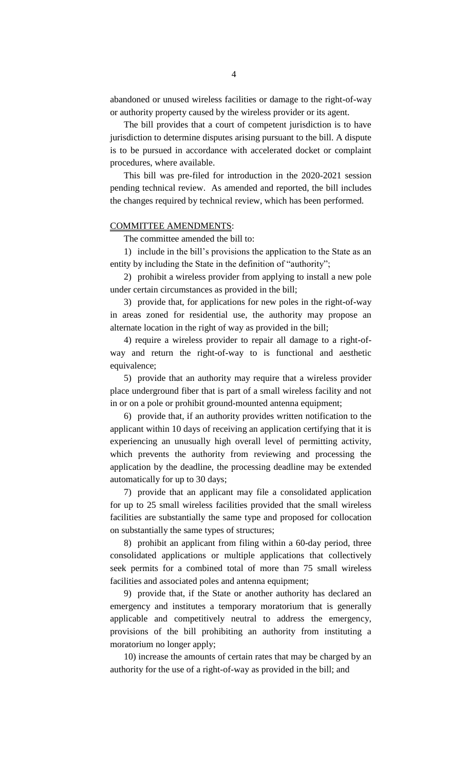abandoned or unused wireless facilities or damage to the right-of-way or authority property caused by the wireless provider or its agent.

The bill provides that a court of competent jurisdiction is to have jurisdiction to determine disputes arising pursuant to the bill. A dispute is to be pursued in accordance with accelerated docket or complaint procedures, where available.

This bill was pre-filed for introduction in the 2020-2021 session pending technical review. As amended and reported, the bill includes the changes required by technical review, which has been performed.

<u>COMMITTEE AMENDMENTS</u>:

The committee amended the bill to:

1) include in the bill's provisions the application to the State as an entity by including the State in the definition of "authority";

2) prohibit a wireless provider from applying to install a new pole under certain circumstances as provided in the bill;

3) provide that, for applications for new poles in the right-of-way in areas zoned for residential use, the authority may propose an alternate location in the right of way as provided in the bill;

4) require a wireless provider to repair all damage to a right-of-way and return the right-of-way to is functional and aesthetic equivalence;

5) provide that an authority may require that a wireless provider place underground fiber that is part of a small wireless facility and not in or on a pole or prohibit ground-mounted antenna equipment;

6) provide that, if an authority provides written notification to the applicant within 10 days of receiving an application certifying that it is experiencing an unusually high overall level of permitting activity, which prevents the authority from reviewing and processing the application by the deadline, the processing deadline may be extended automatically for up to 30 days;

7) provide that an applicant may file a consolidated application for up to 25 small wireless facilities provided that the small wireless facilities are substantially the same type and proposed for collocation on substantially the same types of structures;

8) prohibit an applicant from filing within a 60-day period, three consolidated applications or multiple applications that collectively seek permits for a combined total of more than 75 small wireless facilities and associated poles and antenna equipment;

9) provide that, if the State or another authority has declared an emergency and institutes a temporary moratorium that is generally applicable and competitively neutral to address the emergency, provisions of the bill prohibiting an authority from instituting a moratorium no longer apply;

10) increase the amounts of certain rates that may be charged by an authority for the use of a right-of-way as provided in the bill; and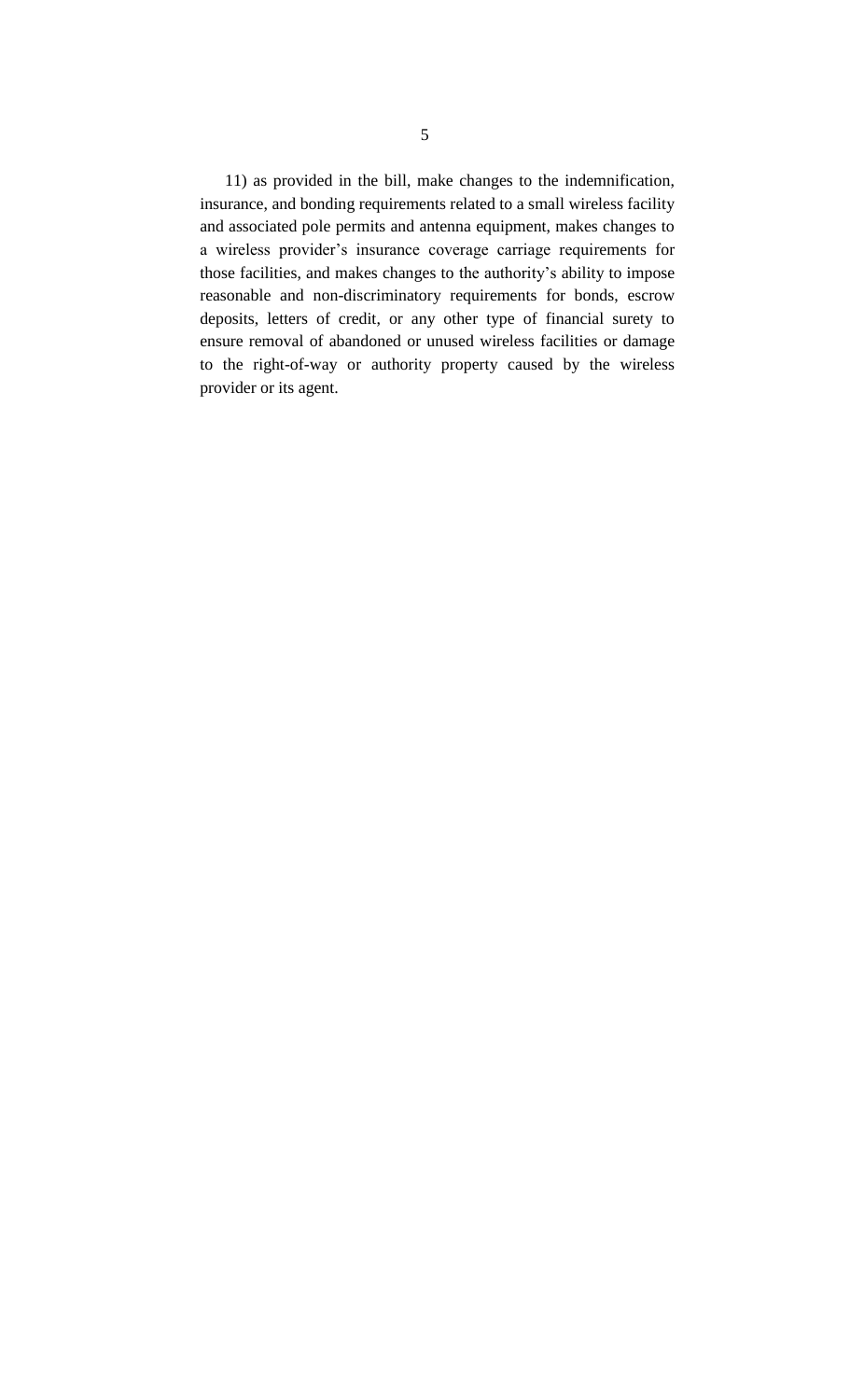11) as provided in the bill, make changes to the indemnification, insurance, and bonding requirements related to a small wireless facility and associated pole permits and antenna equipment, makes changes to a wireless provider's insurance coverage carriage requirements for those facilities, and makes changes to the authority's ability to impose reasonable and non-discriminatory requirements for bonds, escrow deposits, letters of credit, or any other type of financial surety to ensure removal of abandoned or unused wireless facilities or damage to the right-of-way or authority property caused by the wireless provider or its agent.